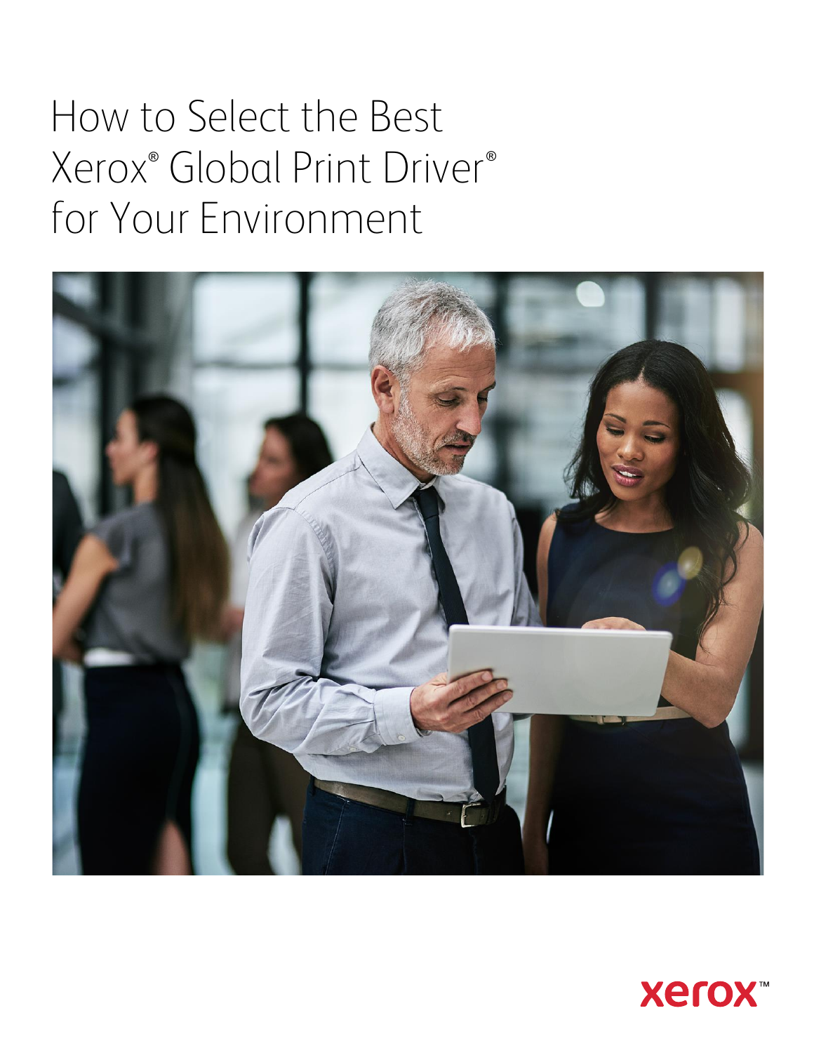# How to Select the Best Xerox® Global Print Driver® for Your Environment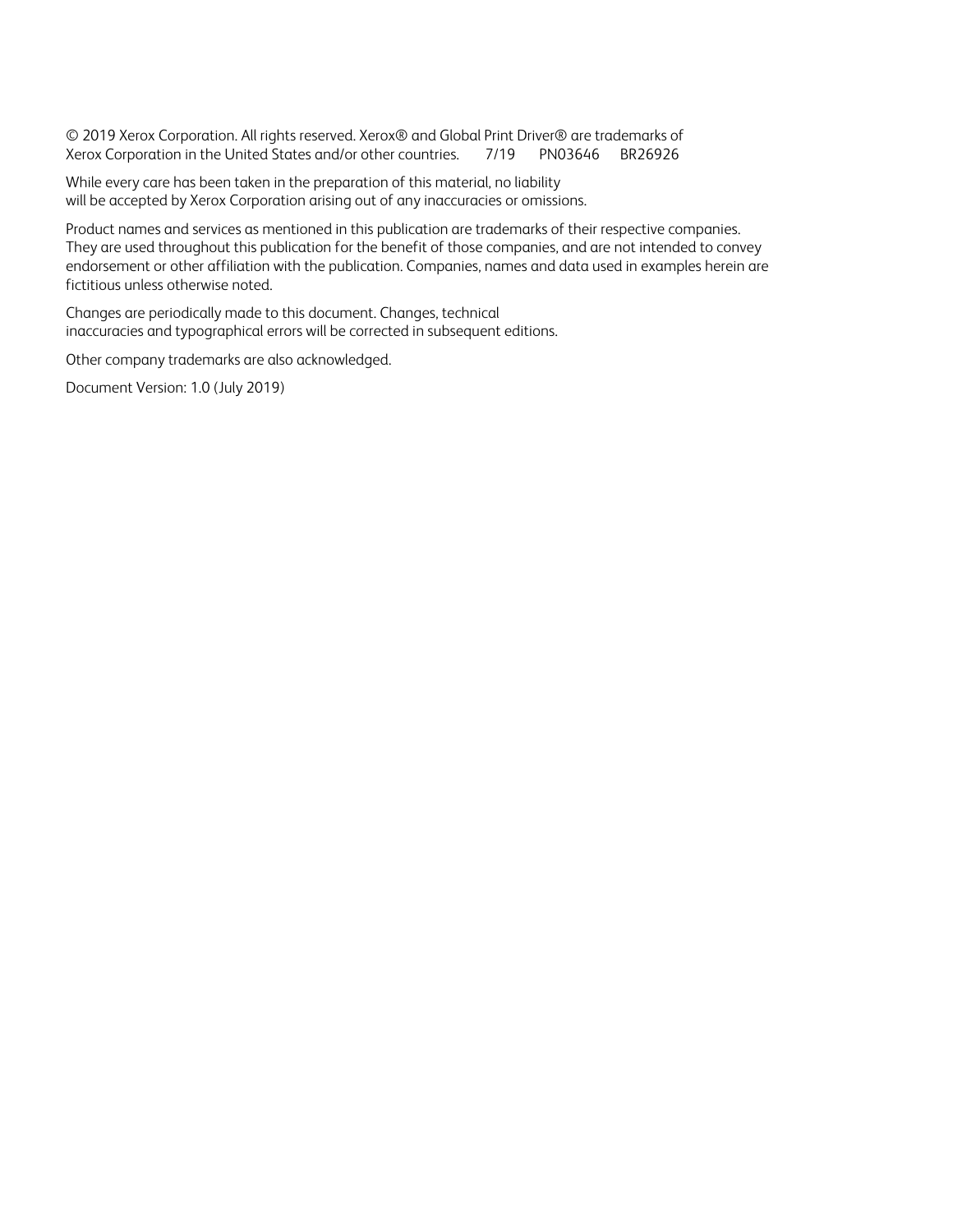© 2019 Xerox Corporation. All rights reserved. Xerox® and Global Print Driver® are trademarks of Xerox Corporation in the United States and/or other countries. 7/19 PN03646 BR26926

While every care has been taken in the preparation of this material, no liability will be accepted by Xerox Corporation arising out of any inaccuracies or omissions.

Product names and services as mentioned in this publication are trademarks of their respective companies. They are used throughout this publication for the benefit of those companies, and are not intended to convey endorsement or other affiliation with the publication. Companies, names and data used in examples herein are fictitious unless otherwise noted.

Changes are periodically made to this document. Changes, technical inaccuracies and typographical errors will be corrected in subsequent editions.

Other company trademarks are also acknowledged.

Document Version: 1.0 (July 2019)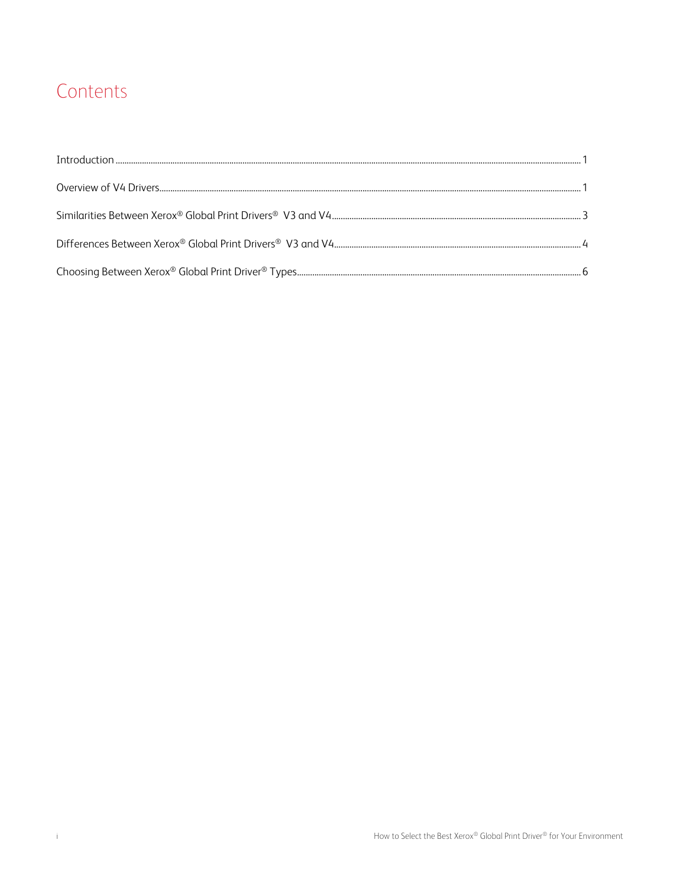# Contents

Introduction ............................................................ 1

Overview of V4 Drivers ............................................................ 1

Similarities Between Xerox® Global Print Drivers® V3 and V4 ............................................................ 3

Differences Between Xerox® Global Print Drivers® V3 and V4 ............................................................ 4

Choosing Between Xerox® Global Print Driver® Types ............................................................ 6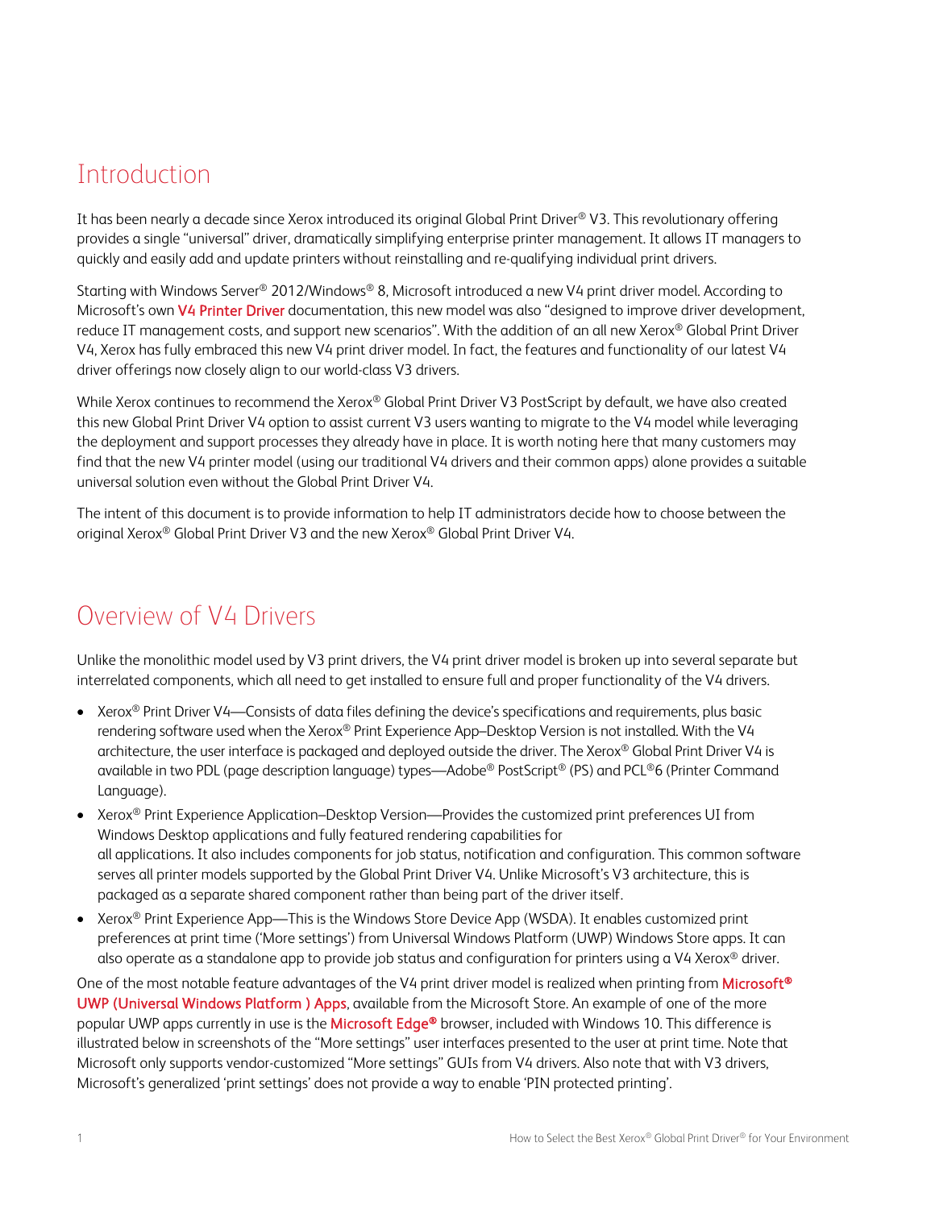## Introduction

It has been nearly a decade since Xerox introduced its original Global Print Driver® V3. This revolutionary offering provides a single "universal" driver, dramatically simplifying enterprise printer management. It allows IT managers to quickly and easily add and update printers without reinstalling and re-qualifying individual print drivers.

Starting with Windows Server® 2012/Windows® 8, Microsoft introduced a new V4 print driver model. According to Microsoft's own V4 Printer Driver documentation, this new model was also "designed to improve driver development, reduce IT management costs, and support new scenarios". With the addition of an all new Xerox® Global Print Driver V4, Xerox has fully embraced this new V4 print driver model. In fact, the features and functionality of our latest V4 driver offerings now closely align to our world-class V3 drivers.

While Xerox continues to recommend the Xerox® Global Print Driver V3 PostScript by default, we have also created this new Global Print Driver V4 option to assist current V3 users wanting to migrate to the V4 model while leveraging the deployment and support processes they already have in place. It is worth noting here that many customers may find that the new V4 printer model (using our traditional V4 drivers and their common apps) alone provides a suitable universal solution even without the Global Print Driver V4.

The intent of this document is to provide information to help IT administrators decide how to choose between the original Xerox® Global Print Driver V3 and the new Xerox® Global Print Driver V4.

## Overview of V4 Drivers

Unlike the monolithic model used by V3 print drivers, the V4 print driver model is broken up into several separate but interrelated components, which all need to get installed to ensure full and proper functionality of the V4 drivers.

- Xerox® Print Driver V4—Consists of data files defining the device's specifications and requirements, plus basic rendering software used when the Xerox® Print Experience App–Desktop Version is not installed. With the V4 architecture, the user interface is packaged and deployed outside the driver. The Xerox® Global Print Driver V4 is available in two PDL (page description language) types—Adobe® PostScript® (PS) and PCL®6 (Printer Command Language).
- Xerox® Print Experience Application–Desktop Version—Provides the customized print preferences UI from Windows Desktop applications and fully featured rendering capabilities for all applications. It also includes components for job status, notification and configuration. This common software serves all printer models supported by the Global Print Driver V4. Unlike Microsoft's V3 architecture, this is packaged as a separate shared component rather than being part of the driver itself.
- Xerox® Print Experience App—This is the Windows Store Device App (WSDA). It enables customized print preferences at print time ('More settings') from Universal Windows Platform (UWP) Windows Store apps. It can also operate as a standalone app to provide job status and configuration for printers using a V4 Xerox® driver.

One of the most notable feature advantages of the V4 print driver model is realized when printing from Microsoft® UWP (Universal Windows Platform ) Apps, available from the Microsoft Store. An example of one of the more popular UWP apps currently in use is the Microsoft Edge® browser, included with Windows 10. This difference is illustrated below in screenshots of the "More settings" user interfaces presented to the user at print time. Note that Microsoft only supports vendor-customized "More settings" GUIs from V4 drivers. Also note that with V3 drivers, Microsoft's generalized 'print settings' does not provide a way to enable 'PIN protected printing'.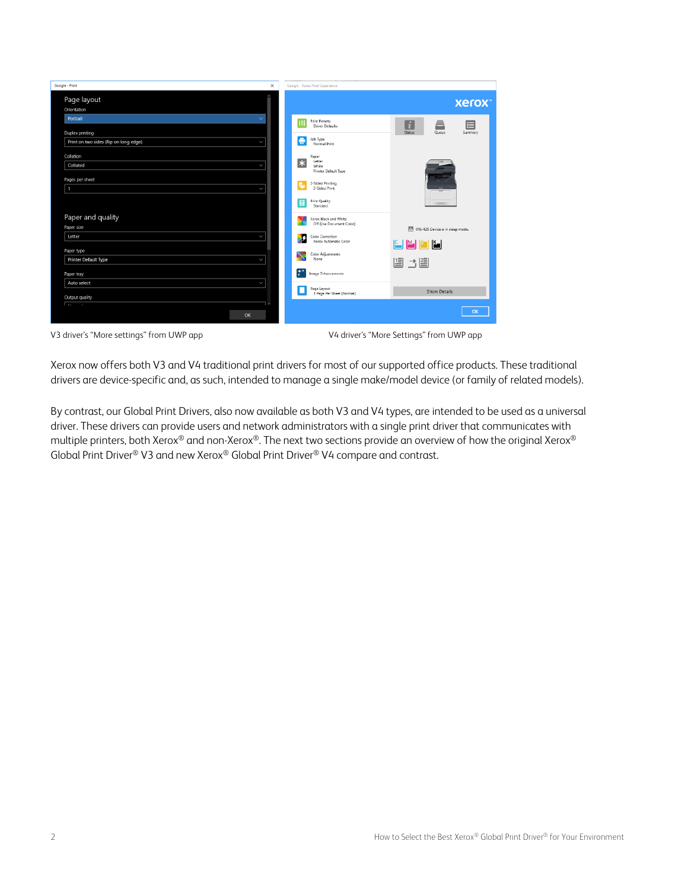V3 driver's "More settings" from UWP app

V4 driver's "More Settings" from UWP app

Xerox now offers both V3 and V4 traditional print drivers for most of our supported office products. These traditional drivers are device-specific and, as such, intended to manage a single make/model device (or family of related models).

By contrast, our Global Print Drivers, also now available as both V3 and V4 types, are intended to be used as a universal driver. These drivers can provide users and network administrators with a single print driver that communicates with multiple printers, both Xerox® and non-Xerox®. The next two sections provide an overview of how the original Xerox® Global Print Driver® V3 and new Xerox® Global Print Driver® V4 compare and contrast.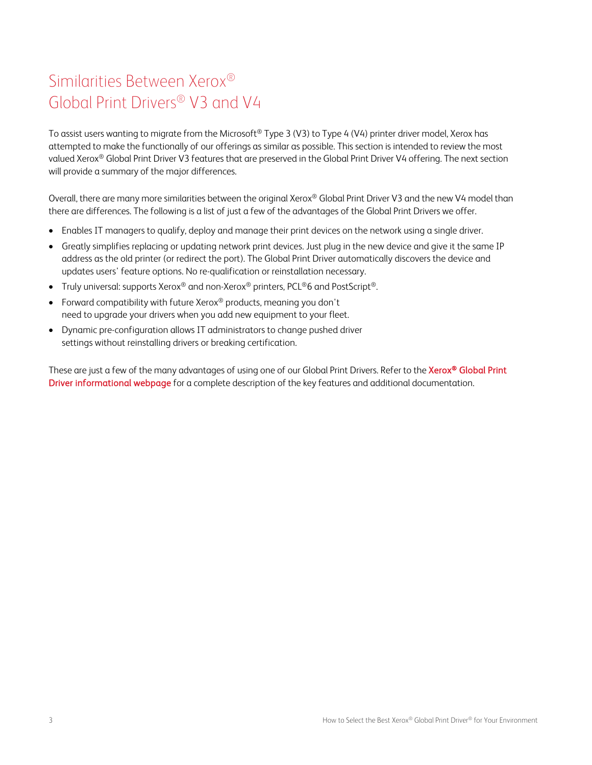# Similarities Between Xerox® Global Print Drivers® V3 and V4

To assist users wanting to migrate from the Microsoft® Type 3 (V3) to Type 4 (V4) printer driver model, Xerox has attempted to make the functionally of our offerings as similar as possible. This section is intended to review the most valued Xerox® Global Print Driver V3 features that are preserved in the Global Print Driver V4 offering. The next section will provide a summary of the major differences.

Overall, there are many more similarities between the original Xerox® Global Print Driver V3 and the new V4 model than there are differences. The following is a list of just a few of the advantages of the Global Print Drivers we offer.

- Enables IT managers to qualify, deploy and manage their print devices on the network using a single driver.
- Greatly simplifies replacing or updating network print devices. Just plug in the new device and give it the same IP address as the old printer (or redirect the port). The Global Print Driver automatically discovers the device and updates users' feature options. No re-qualification or reinstallation necessary.
- Truly universal: supports Xerox® and non-Xerox® printers, PCL®6 and PostScript®.
- Forward compatibility with future Xerox® products, meaning you don't need to upgrade your drivers when you add new equipment to your fleet.
- Dynamic pre-configuration allows IT administrators to change pushed driver settings without reinstalling drivers or breaking certification.

These are just a few of the many advantages of using one of our Global Print Drivers. Refer to the **Xerox® Global Print Driver informational webpage** for a complete description of the key features and additional documentation.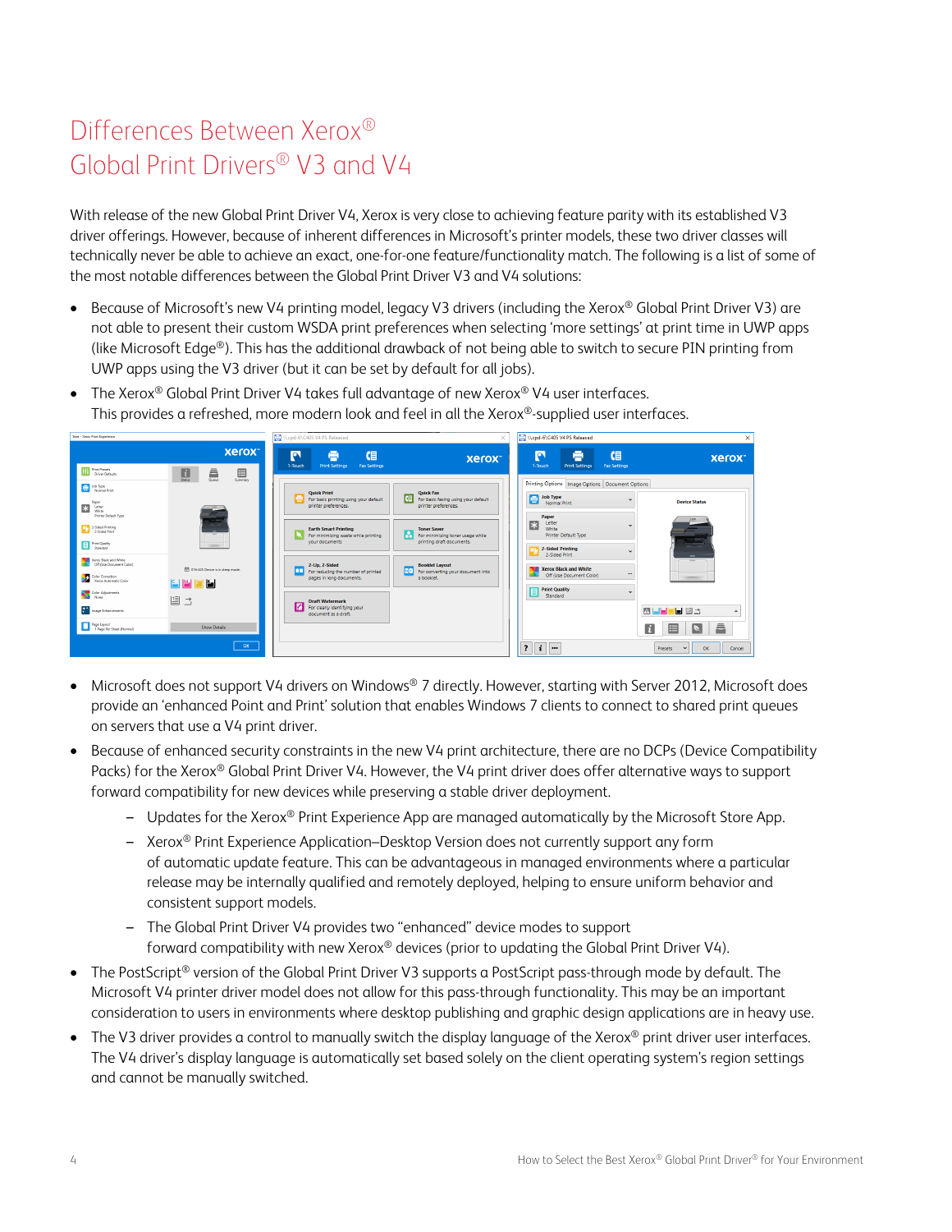# Differences Between Xerox® Global Print Drivers® V3 and V4

With release of the new Global Print Driver V4, Xerox is very close to achieving feature parity with its established V3 driver offerings. However, because of inherent differences in Microsoft's printer models, these two driver classes will technically never be able to achieve an exact, one-for-one feature/functionality match. The following is a list of some of the most notable differences between the Global Print Driver V3 and V4 solutions:

- Because of Microsoft's new V4 printing model, legacy V3 drivers (including the Xerox® Global Print Driver V3) are not able to present their custom WSDA print preferences when selecting 'more settings' at print time in UWP apps (like Microsoft Edge®). This has the additional drawback of not being able to switch to secure PIN printing from UWP apps using the V3 driver (but it can be set by default for all jobs).
- The Xerox® Global Print Driver V4 takes full advantage of new Xerox® V4 user interfaces. This provides a refreshed, more modern look and feel in all the Xerox®-supplied user interfaces.
- Microsoft does not support V4 drivers on Windows® 7 directly. However, starting with Server 2012, Microsoft does provide an 'enhanced Point and Print' solution that enables Windows 7 clients to connect to shared print queues on servers that use a V4 print driver.
- Because of enhanced security constraints in the new V4 print architecture, there are no DCPs (Device Compatibility Packs) for the Xerox® Global Print Driver V4. However, the V4 print driver does offer alternative ways to support forward compatibility for new devices while preserving a stable driver deployment.
  - Updates for the Xerox® Print Experience App are managed automatically by the Microsoft Store App.
  - Xerox® Print Experience Application–Desktop Version does not currently support any form of automatic update feature. This can be advantageous in managed environments where a particular release may be internally qualified and remotely deployed, helping to ensure uniform behavior and consistent support models.
  - The Global Print Driver V4 provides two "enhanced" device modes to support forward compatibility with new Xerox® devices (prior to updating the Global Print Driver V4).
- The PostScript® version of the Global Print Driver V3 supports a PostScript pass-through mode by default. The Microsoft V4 printer driver model does not allow for this pass-through functionality. This may be an important consideration to users in environments where desktop publishing and graphic design applications are in heavy use.
- The V3 driver provides a control to manually switch the display language of the Xerox® print driver user interfaces. The V4 driver's display language is automatically set based solely on the client operating system's region settings and cannot be manually switched.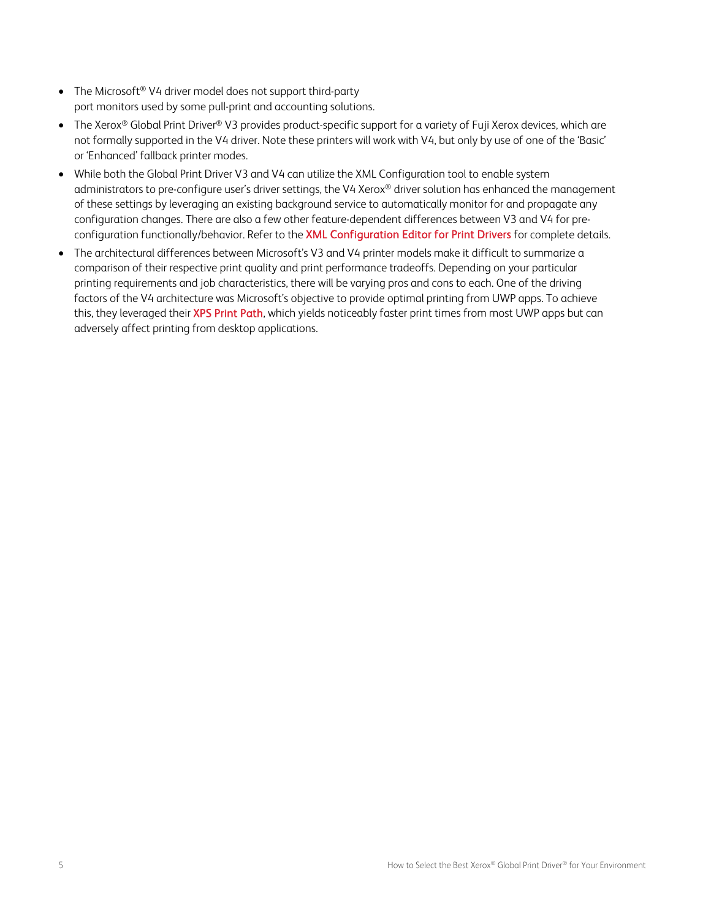- The Microsoft® V4 driver model does not support third-party port monitors used by some pull-print and accounting solutions.
- The Xerox® Global Print Driver® V3 provides product-specific support for a variety of Fuji Xerox devices, which are not formally supported in the V4 driver. Note these printers will work with V4, but only by use of one of the 'Basic' or 'Enhanced' fallback printer modes.
- While both the Global Print Driver V3 and V4 can utilize the XML Configuration tool to enable system administrators to pre-configure user's driver settings, the V4 Xerox® driver solution has enhanced the management of these settings by leveraging an existing background service to automatically monitor for and propagate any configuration changes. There are also a few other feature-dependent differences between V3 and V4 for pre-configuration functionally/behavior. Refer to the **XML Configuration Editor for Print Drivers** for complete details.
- The architectural differences between Microsoft's V3 and V4 printer models make it difficult to summarize a comparison of their respective print quality and print performance tradeoffs. Depending on your particular printing requirements and job characteristics, there will be varying pros and cons to each. One of the driving factors of the V4 architecture was Microsoft's objective to provide optimal printing from UWP apps. To achieve this, they leveraged their **XPS Print Path**, which yields noticeably faster print times from most UWP apps but can adversely affect printing from desktop applications.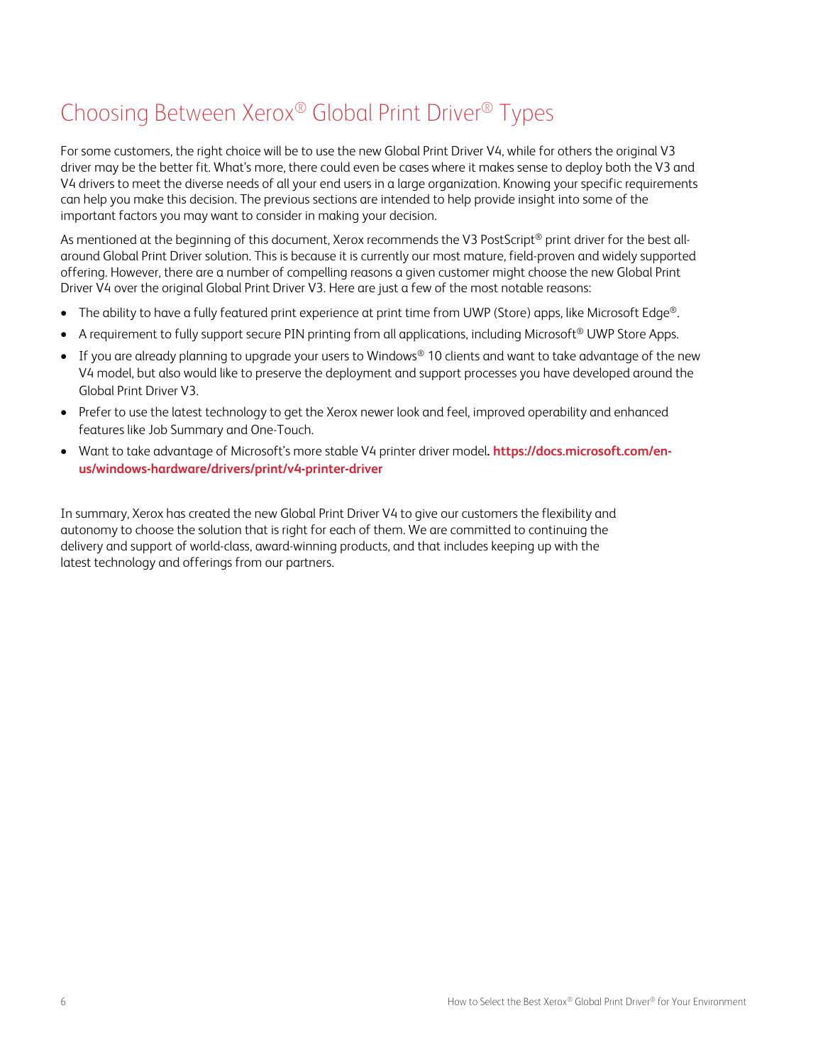# Choosing Between Xerox® Global Print Driver® Types

For some customers, the right choice will be to use the new Global Print Driver V4, while for others the original V3 driver may be the better fit. What's more, there could even be cases where it makes sense to deploy both the V3 and V4 drivers to meet the diverse needs of all your end users in a large organization. Knowing your specific requirements can help you make this decision. The previous sections are intended to help provide insight into some of the important factors you may want to consider in making your decision.

As mentioned at the beginning of this document, Xerox recommends the V3 PostScript® print driver for the best all-around Global Print Driver solution. This is because it is currently our most mature, field-proven and widely supported offering. However, there are a number of compelling reasons a given customer might choose the new Global Print Driver V4 over the original Global Print Driver V3. Here are just a few of the most notable reasons:

- The ability to have a fully featured print experience at print time from UWP (Store) apps, like Microsoft Edge®.
- A requirement to fully support secure PIN printing from all applications, including Microsoft® UWP Store Apps.
- If you are already planning to upgrade your users to Windows® 10 clients and want to take advantage of the new V4 model, but also would like to preserve the deployment and support processes you have developed around the Global Print Driver V3.
- Prefer to use the latest technology to get the Xerox newer look and feel, improved operability and enhanced features like Job Summary and One-Touch.
- Want to take advantage of Microsoft's more stable V4 printer driver model. **https://docs.microsoft.com/en-us/windows-hardware/drivers/print/v4-printer-driver**

In summary, Xerox has created the new Global Print Driver V4 to give our customers the flexibility and autonomy to choose the solution that is right for each of them. We are committed to continuing the delivery and support of world-class, award-winning products, and that includes keeping up with the latest technology and offerings from our partners.